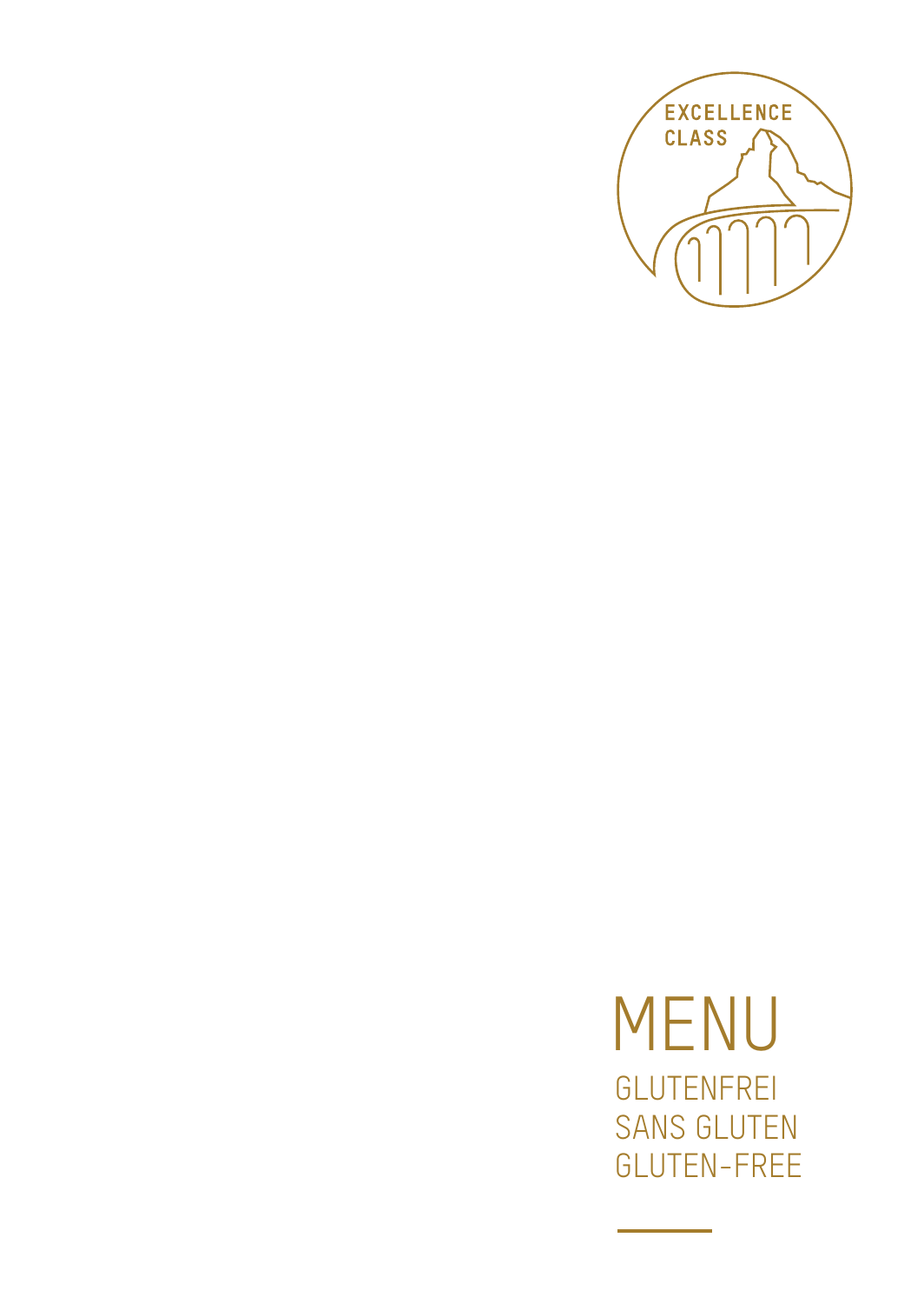EXCELLENCE CLASS

# MENU

GLUTENFREI
SANS GLUTEN
GLUTEN-FREE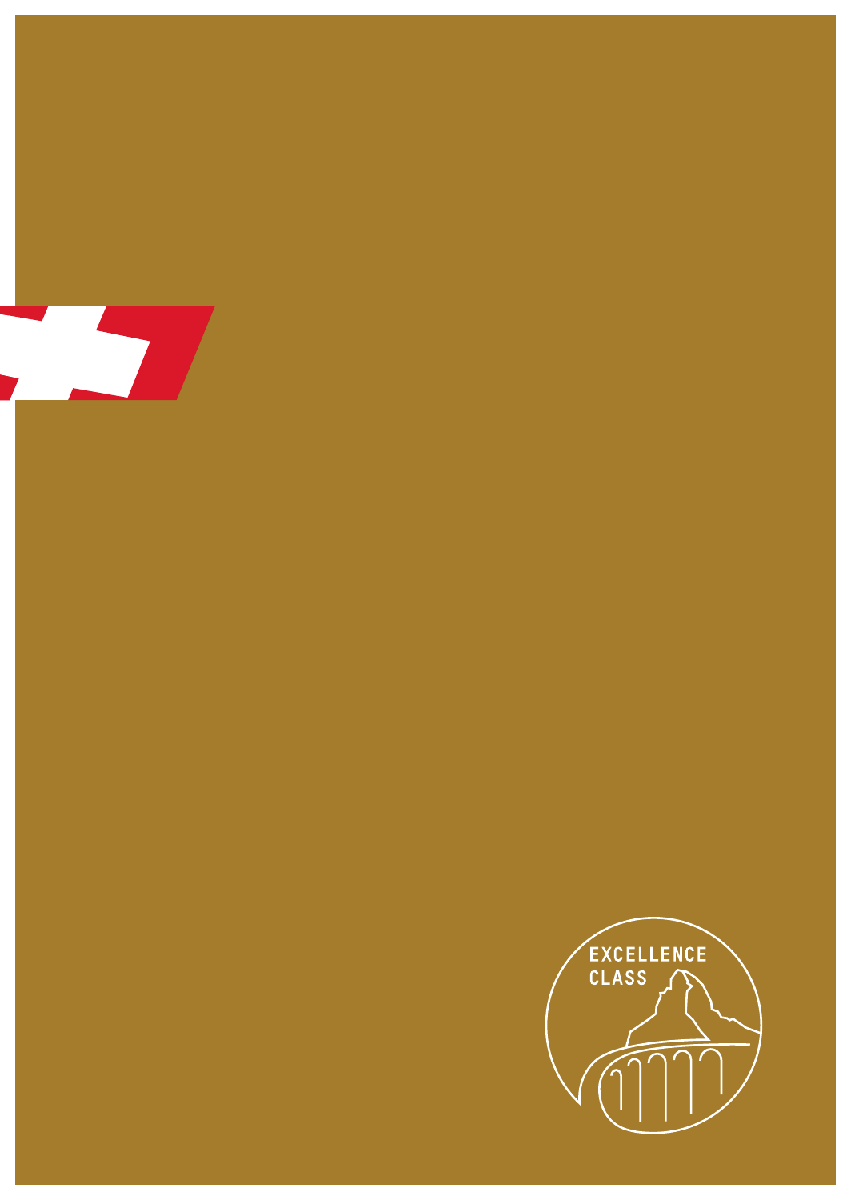EXCELLENCE
CLASS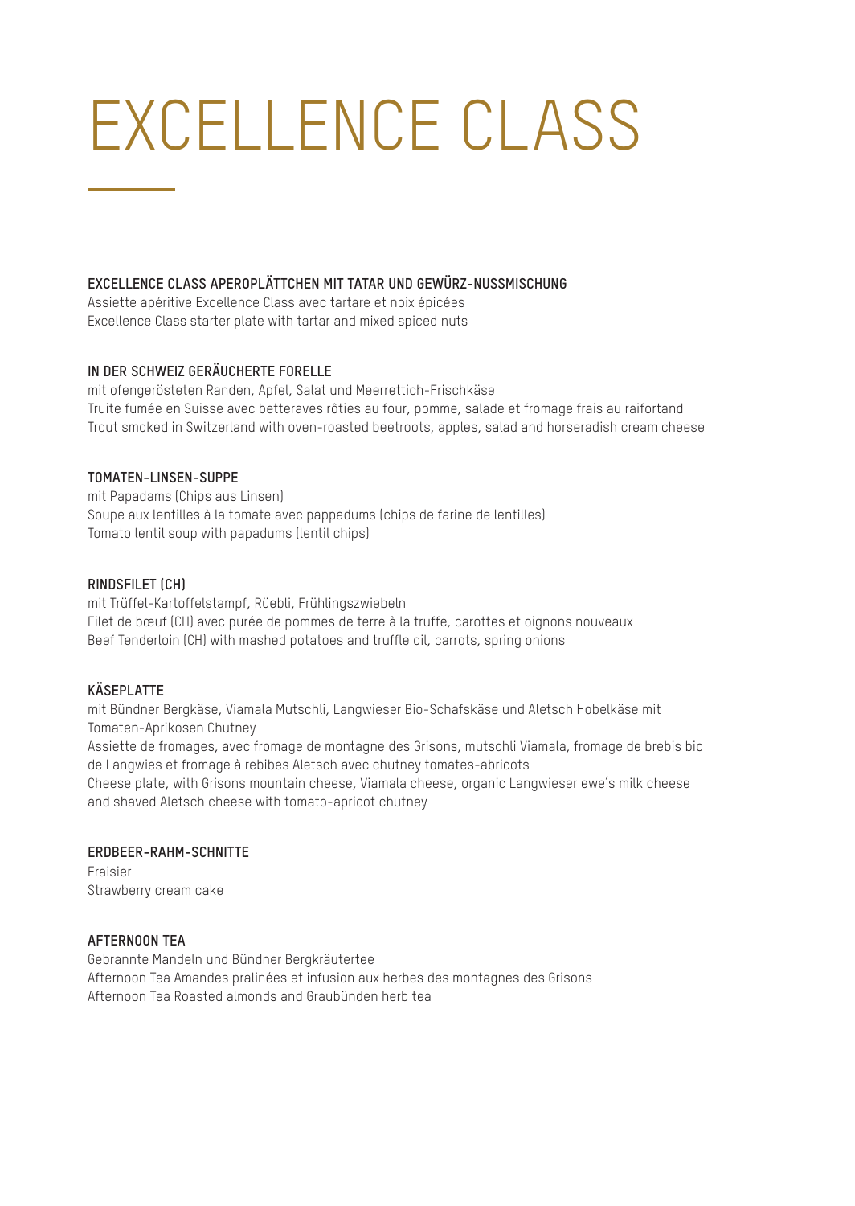# EXCELLENCE CLASS

**EXCELLENCE CLASS APEROPLÄTTCHEN MIT TATAR UND GEWÜRZ-NUSSMISCHUNG**
Assiette apéritive Excellence Class avec tartare et noix épicées
Excellence Class starter plate with tartar and mixed spiced nuts

**IN DER SCHWEIZ GERÄUCHERTE FORELLE**
mit ofengerösteten Randen, Apfel, Salat und Meerrettich-Frischkäse
Truite fumée en Suisse avec betteraves rôties au four, pomme, salade et fromage frais au raifortand
Trout smoked in Switzerland with oven-roasted beetroots, apples, salad and horseradish cream cheese

**TOMATEN-LINSEN-SUPPE**
mit Papadams (Chips aus Linsen)
Soupe aux lentilles à la tomate avec pappadums (chips de farine de lentilles)
Tomato lentil soup with papadums (lentil chips)

**RINDSFILET (CH)**
mit Trüffel-Kartoffelstampf, Rüebli, Frühlingszwiebeln
Filet de bœuf (CH) avec purée de pommes de terre à la truffe, carottes et oignons nouveaux
Beef Tenderloin (CH) with mashed potatoes and truffle oil, carrots, spring onions

**KÄSEPLATTE**
mit Bündner Bergkäse, Viamala Mutschli, Langwieser Bio-Schafskäse und Aletsch Hobelkäse mit Tomaten-Aprikosen Chutney
Assiette de fromages, avec fromage de montagne des Grisons, mutschli Viamala, fromage de brebis bio de Langwies et fromage à rebibes Aletsch avec chutney tomates-abricots
Cheese plate, with Grisons mountain cheese, Viamala cheese, organic Langwieser ewe's milk cheese and shaved Aletsch cheese with tomato-apricot chutney

**ERDBEER-RAHM-SCHNITTE**
Fraisier
Strawberry cream cake

**AFTERNOON TEA**
Gebrannte Mandeln und Bündner Bergkräutertee
Afternoon Tea Amandes pralinées et infusion aux herbes des montagnes des Grisons
Afternoon Tea Roasted almonds and Graubünden herb tea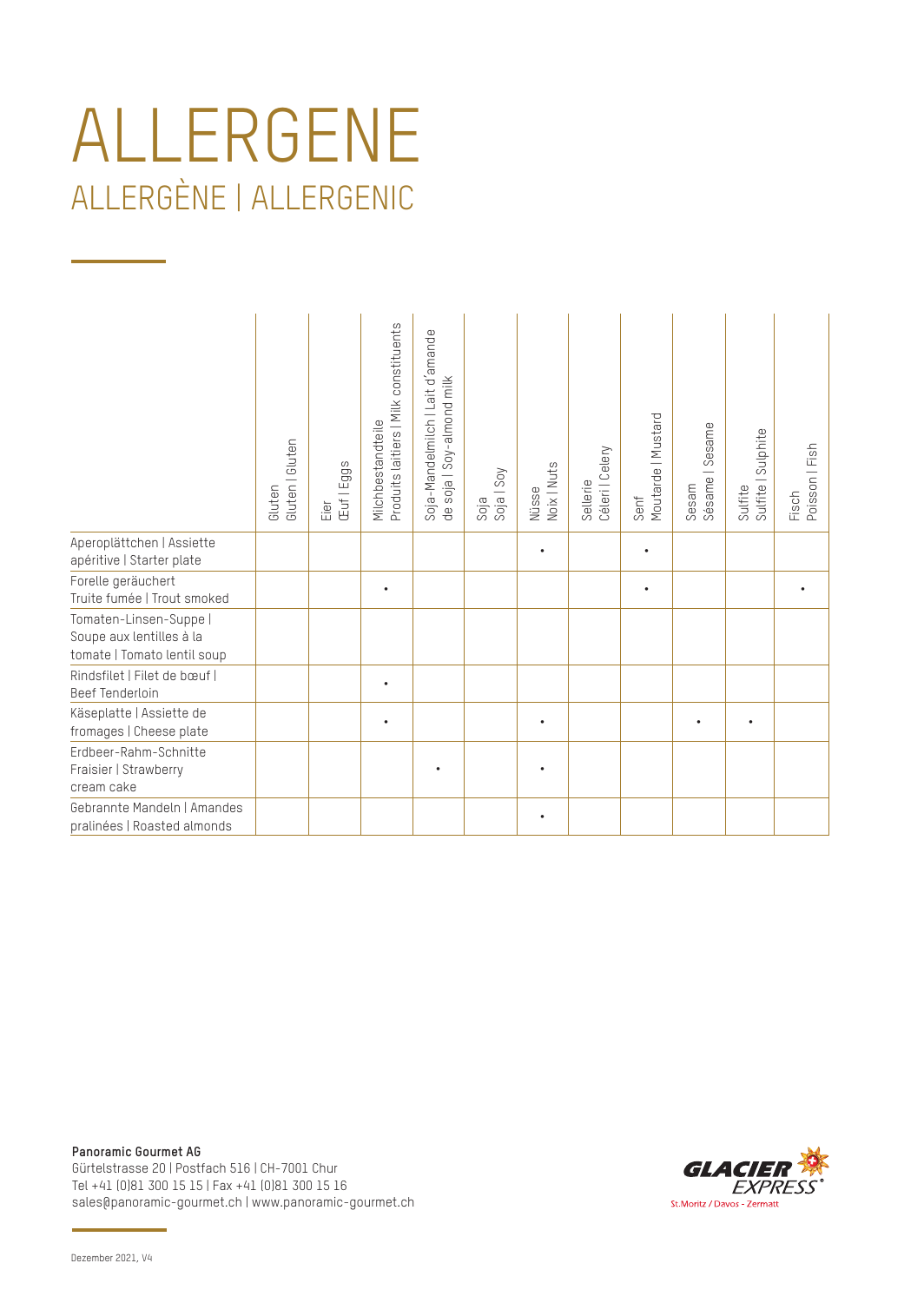# ALLERGENE

## ALLERGÈNE | ALLERGENIC

| | Gluten<br>Gluten \| Gluten | Eier<br>Œuf \| Eggs | Milchbestandteile<br>Produits laitiers \| Milk constituents | Soja-Mandelmilch \| Lait d'amande de soja \| Soy-almond milk | Soja<br>Soja \| Soy | Nüsse<br>Noix \| Nuts | Sellerie<br>Céleri \| Celery | Senf<br>Moutarde \| Mustard | Sesam<br>Sésame \| Sesame | Sulfite<br>Sulfite \| Sulphite | Fisch<br>Poisson \| Fish |
|---|---|---|---|---|---|---|---|---|---|---|---|
| Aperoplättchen \| Assiette apéritive \| Starter plate | | | | | | • | | • | | | |
| Forelle geräuchert<br>Truite fumée \| Trout smoked | | | • | | | | | • | | | • |
| Tomaten-Linsen-Suppe \| Soupe aux lentilles à la tomate \| Tomato lentil soup | | | | | | | | | | | |
| Rindsfilet \| Filet de bœuf \| Beef Tenderloin | | | • | | | | | | | | |
| Käseplatte \| Assiette de fromages \| Cheese plate | | | • | | | • | | | • | • | |
| Erdbeer-Rahm-Schnitte<br>Fraisier \| Strawberry cream cake | | | | • | | • | | | | | |
| Gebrannte Mandeln \| Amandes pralinées \| Roasted almonds | | | | | | • | | | | | |

**Panoramic Gourmet AG**
Gürtelstrasse 20 | Postfach 516 | CH-7001 Chur
Tel +41 (0)81 300 15 15 | Fax +41 (0)81 300 15 16
sales@panoramic-gourmet.ch | www.panoramic-gourmet.ch

GLACIER EXPRESS®
St.Moritz / Davos - Zermatt

Dezember 2021, V4